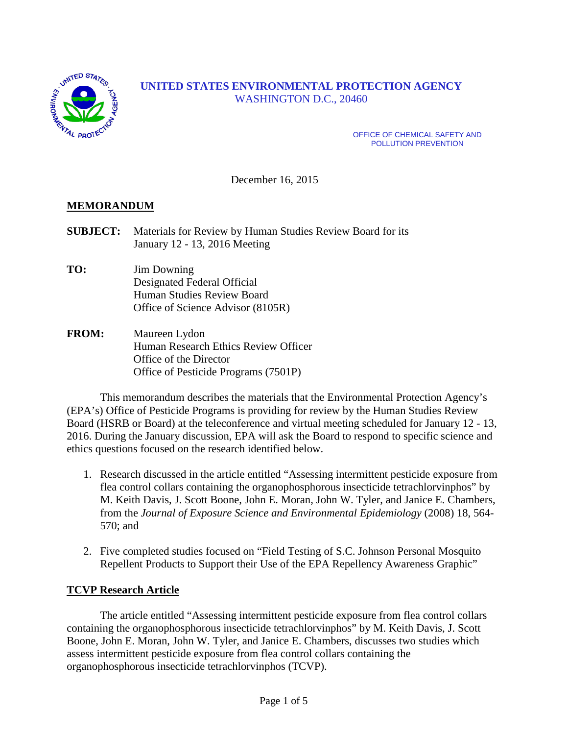**UNITED STATES ENVIRONMENTAL PROTECTION AGENCY**
WASHINGTON D.C., 20460

OFFICE OF CHEMICAL SAFETY AND POLLUTION PREVENTION

December 16, 2015

**MEMORANDUM**

**SUBJECT:** Materials for Review by Human Studies Review Board for its January 12 - 13, 2016 Meeting

**TO:** Jim Downing
Designated Federal Official
Human Studies Review Board
Office of Science Advisor (8105R)

**FROM:** Maureen Lydon
Human Research Ethics Review Officer
Office of the Director
Office of Pesticide Programs (7501P)

This memorandum describes the materials that the Environmental Protection Agency's (EPA's) Office of Pesticide Programs is providing for review by the Human Studies Review Board (HSRB or Board) at the teleconference and virtual meeting scheduled for January 12 - 13, 2016. During the January discussion, EPA will ask the Board to respond to specific science and ethics questions focused on the research identified below.

1. Research discussed in the article entitled "Assessing intermittent pesticide exposure from flea control collars containing the organophosphorous insecticide tetrachlorvinphos" by M. Keith Davis, J. Scott Boone, John E. Moran, John W. Tyler, and Janice E. Chambers, from the *Journal of Exposure Science and Environmental Epidemiology* (2008) 18, 564-570; and

2. Five completed studies focused on "Field Testing of S.C. Johnson Personal Mosquito Repellent Products to Support their Use of the EPA Repellency Awareness Graphic"

**TCVP Research Article**

The article entitled "Assessing intermittent pesticide exposure from flea control collars containing the organophosphorous insecticide tetrachlorvinphos" by M. Keith Davis, J. Scott Boone, John E. Moran, John W. Tyler, and Janice E. Chambers, discusses two studies which assess intermittent pesticide exposure from flea control collars containing the organophosphorous insecticide tetrachlorvinphos (TCVP).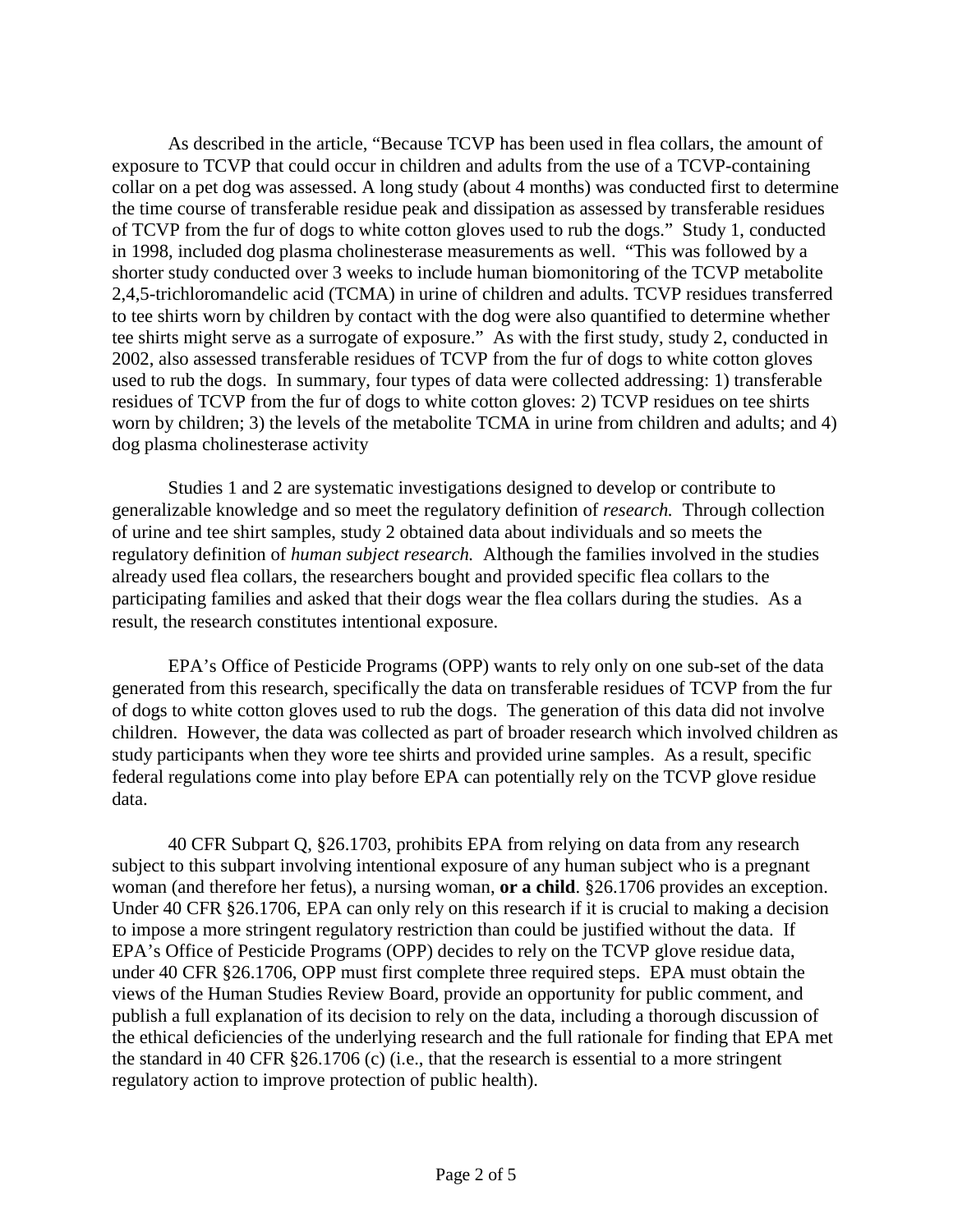As described in the article, "Because TCVP has been used in flea collars, the amount of exposure to TCVP that could occur in children and adults from the use of a TCVP-containing collar on a pet dog was assessed. A long study (about 4 months) was conducted first to determine the time course of transferable residue peak and dissipation as assessed by transferable residues of TCVP from the fur of dogs to white cotton gloves used to rub the dogs." Study 1, conducted in 1998, included dog plasma cholinesterase measurements as well. "This was followed by a shorter study conducted over 3 weeks to include human biomonitoring of the TCVP metabolite 2,4,5-trichloromandelic acid (TCMA) in urine of children and adults. TCVP residues transferred to tee shirts worn by children by contact with the dog were also quantified to determine whether tee shirts might serve as a surrogate of exposure." As with the first study, study 2, conducted in 2002, also assessed transferable residues of TCVP from the fur of dogs to white cotton gloves used to rub the dogs. In summary, four types of data were collected addressing: 1) transferable residues of TCVP from the fur of dogs to white cotton gloves: 2) TCVP residues on tee shirts worn by children; 3) the levels of the metabolite TCMA in urine from children and adults; and 4) dog plasma cholinesterase activity

Studies 1 and 2 are systematic investigations designed to develop or contribute to generalizable knowledge and so meet the regulatory definition of *research.* Through collection of urine and tee shirt samples, study 2 obtained data about individuals and so meets the regulatory definition of *human subject research.* Although the families involved in the studies already used flea collars, the researchers bought and provided specific flea collars to the participating families and asked that their dogs wear the flea collars during the studies. As a result, the research constitutes intentional exposure.

EPA's Office of Pesticide Programs (OPP) wants to rely only on one sub-set of the data generated from this research, specifically the data on transferable residues of TCVP from the fur of dogs to white cotton gloves used to rub the dogs. The generation of this data did not involve children. However, the data was collected as part of broader research which involved children as study participants when they wore tee shirts and provided urine samples. As a result, specific federal regulations come into play before EPA can potentially rely on the TCVP glove residue data.

40 CFR Subpart Q, §26.1703, prohibits EPA from relying on data from any research subject to this subpart involving intentional exposure of any human subject who is a pregnant woman (and therefore her fetus), a nursing woman, **or a child**. §26.1706 provides an exception. Under 40 CFR §26.1706, EPA can only rely on this research if it is crucial to making a decision to impose a more stringent regulatory restriction than could be justified without the data. If EPA's Office of Pesticide Programs (OPP) decides to rely on the TCVP glove residue data, under 40 CFR §26.1706, OPP must first complete three required steps. EPA must obtain the views of the Human Studies Review Board, provide an opportunity for public comment, and publish a full explanation of its decision to rely on the data, including a thorough discussion of the ethical deficiencies of the underlying research and the full rationale for finding that EPA met the standard in 40 CFR §26.1706 (c) (i.e., that the research is essential to a more stringent regulatory action to improve protection of public health).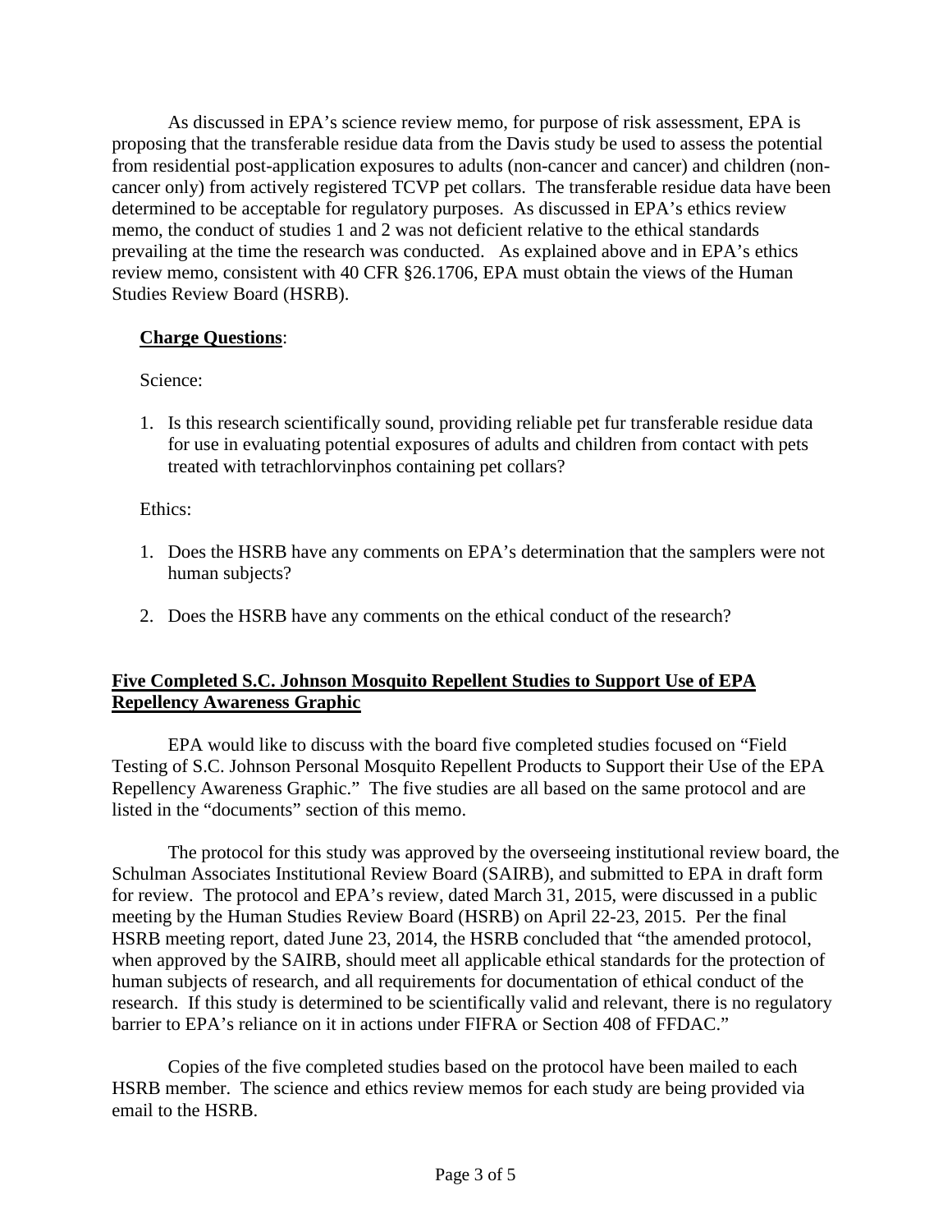As discussed in EPA's science review memo, for purpose of risk assessment, EPA is proposing that the transferable residue data from the Davis study be used to assess the potential from residential post-application exposures to adults (non-cancer and cancer) and children (non-cancer only) from actively registered TCVP pet collars. The transferable residue data have been determined to be acceptable for regulatory purposes. As discussed in EPA's ethics review memo, the conduct of studies 1 and 2 was not deficient relative to the ethical standards prevailing at the time the research was conducted. As explained above and in EPA's ethics review memo, consistent with 40 CFR §26.1706, EPA must obtain the views of the Human Studies Review Board (HSRB).

**Charge Questions**:

Science:

1. Is this research scientifically sound, providing reliable pet fur transferable residue data for use in evaluating potential exposures of adults and children from contact with pets treated with tetrachlorvinphos containing pet collars?

Ethics:

1. Does the HSRB have any comments on EPA's determination that the samplers were not human subjects?

2. Does the HSRB have any comments on the ethical conduct of the research?

## Five Completed S.C. Johnson Mosquito Repellent Studies to Support Use of EPA Repellency Awareness Graphic

EPA would like to discuss with the board five completed studies focused on "Field Testing of S.C. Johnson Personal Mosquito Repellent Products to Support their Use of the EPA Repellency Awareness Graphic." The five studies are all based on the same protocol and are listed in the "documents" section of this memo.

The protocol for this study was approved by the overseeing institutional review board, the Schulman Associates Institutional Review Board (SAIRB), and submitted to EPA in draft form for review. The protocol and EPA's review, dated March 31, 2015, were discussed in a public meeting by the Human Studies Review Board (HSRB) on April 22-23, 2015. Per the final HSRB meeting report, dated June 23, 2014, the HSRB concluded that "the amended protocol, when approved by the SAIRB, should meet all applicable ethical standards for the protection of human subjects of research, and all requirements for documentation of ethical conduct of the research. If this study is determined to be scientifically valid and relevant, there is no regulatory barrier to EPA's reliance on it in actions under FIFRA or Section 408 of FFDAC."

Copies of the five completed studies based on the protocol have been mailed to each HSRB member. The science and ethics review memos for each study are being provided via email to the HSRB.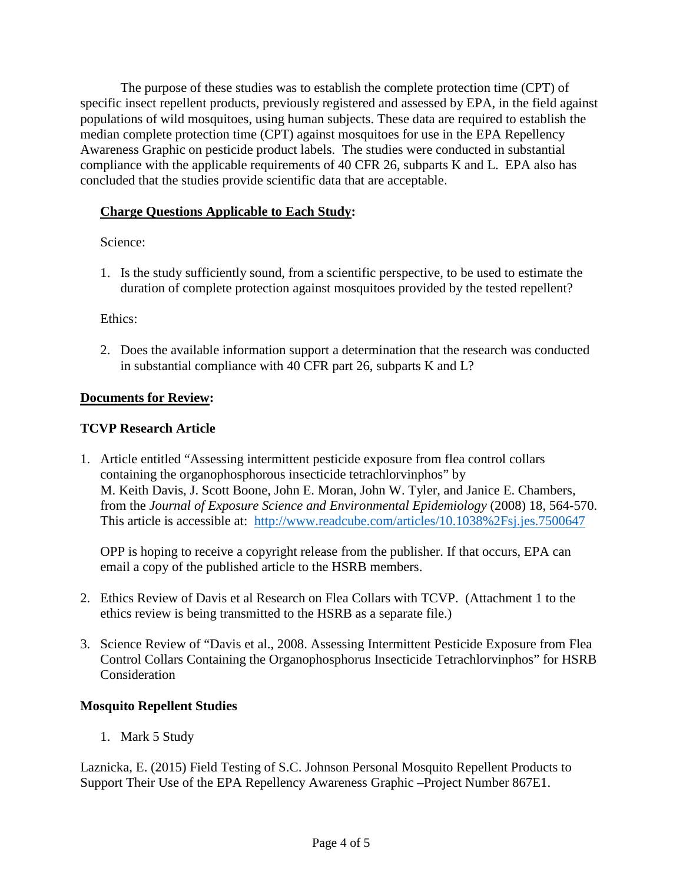The purpose of these studies was to establish the complete protection time (CPT) of specific insect repellent products, previously registered and assessed by EPA, in the field against populations of wild mosquitoes, using human subjects. These data are required to establish the median complete protection time (CPT) against mosquitoes for use in the EPA Repellency Awareness Graphic on pesticide product labels. The studies were conducted in substantial compliance with the applicable requirements of 40 CFR 26, subparts K and L. EPA also has concluded that the studies provide scientific data that are acceptable.

**<u>Charge Questions Applicable to Each Study</u>:**

Science:

1. Is the study sufficiently sound, from a scientific perspective, to be used to estimate the duration of complete protection against mosquitoes provided by the tested repellent?

Ethics:

2. Does the available information support a determination that the research was conducted in substantial compliance with 40 CFR part 26, subparts K and L?

**<u>Documents for Review</u>:**

**TCVP Research Article**

1. Article entitled "Assessing intermittent pesticide exposure from flea control collars containing the organophosphorous insecticide tetrachlorvinphos" by M. Keith Davis, J. Scott Boone, John E. Moran, John W. Tyler, and Janice E. Chambers, from the *Journal of Exposure Science and Environmental Epidemiology* (2008) 18, 564-570. This article is accessible at: http://www.readcube.com/articles/10.1038%2Fsj.jes.7500647

   OPP is hoping to receive a copyright release from the publisher. If that occurs, EPA can email a copy of the published article to the HSRB members.

2. Ethics Review of Davis et al Research on Flea Collars with TCVP. (Attachment 1 to the ethics review is being transmitted to the HSRB as a separate file.)

3. Science Review of "Davis et al., 2008. Assessing Intermittent Pesticide Exposure from Flea Control Collars Containing the Organophosphorus Insecticide Tetrachlorvinphos" for HSRB Consideration

**Mosquito Repellent Studies**

1. Mark 5 Study

Laznicka, E. (2015) Field Testing of S.C. Johnson Personal Mosquito Repellent Products to Support Their Use of the EPA Repellency Awareness Graphic –Project Number 867E1.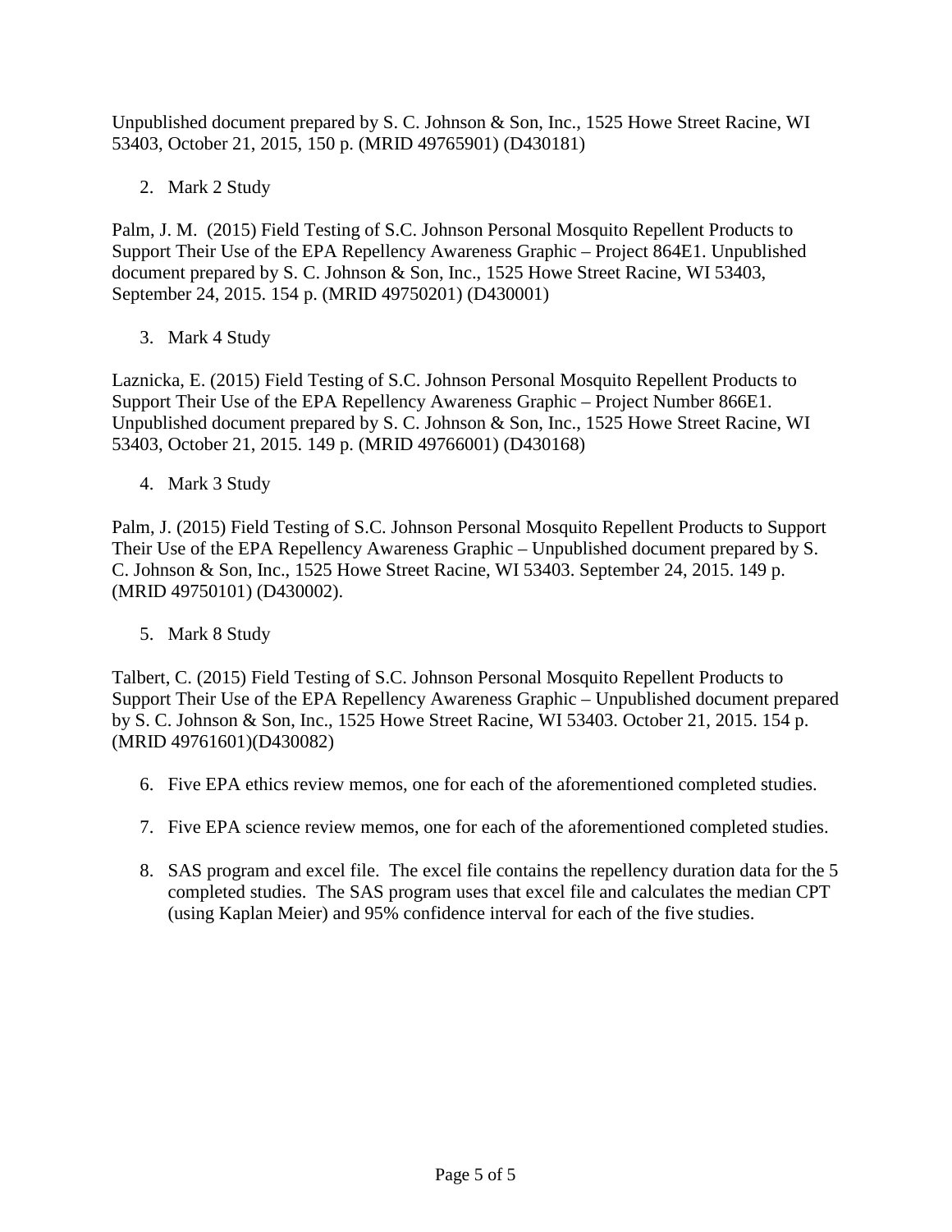Unpublished document prepared by S. C. Johnson & Son, Inc., 1525 Howe Street Racine, WI 53403, October 21, 2015, 150 p. (MRID 49765901) (D430181)

2. Mark 2 Study

Palm, J. M. (2015) Field Testing of S.C. Johnson Personal Mosquito Repellent Products to Support Their Use of the EPA Repellency Awareness Graphic – Project 864E1. Unpublished document prepared by S. C. Johnson & Son, Inc., 1525 Howe Street Racine, WI 53403, September 24, 2015. 154 p. (MRID 49750201) (D430001)

3. Mark 4 Study

Laznicka, E. (2015) Field Testing of S.C. Johnson Personal Mosquito Repellent Products to Support Their Use of the EPA Repellency Awareness Graphic – Project Number 866E1. Unpublished document prepared by S. C. Johnson & Son, Inc., 1525 Howe Street Racine, WI 53403, October 21, 2015. 149 p. (MRID 49766001) (D430168)

4. Mark 3 Study

Palm, J. (2015) Field Testing of S.C. Johnson Personal Mosquito Repellent Products to Support Their Use of the EPA Repellency Awareness Graphic – Unpublished document prepared by S. C. Johnson & Son, Inc., 1525 Howe Street Racine, WI 53403. September 24, 2015. 149 p. (MRID 49750101) (D430002).

5. Mark 8 Study

Talbert, C. (2015) Field Testing of S.C. Johnson Personal Mosquito Repellent Products to Support Their Use of the EPA Repellency Awareness Graphic – Unpublished document prepared by S. C. Johnson & Son, Inc., 1525 Howe Street Racine, WI 53403. October 21, 2015. 154 p. (MRID 49761601)(D430082)

6. Five EPA ethics review memos, one for each of the aforementioned completed studies.

7. Five EPA science review memos, one for each of the aforementioned completed studies.

8. SAS program and excel file. The excel file contains the repellency duration data for the 5 completed studies. The SAS program uses that excel file and calculates the median CPT (using Kaplan Meier) and 95% confidence interval for each of the five studies.